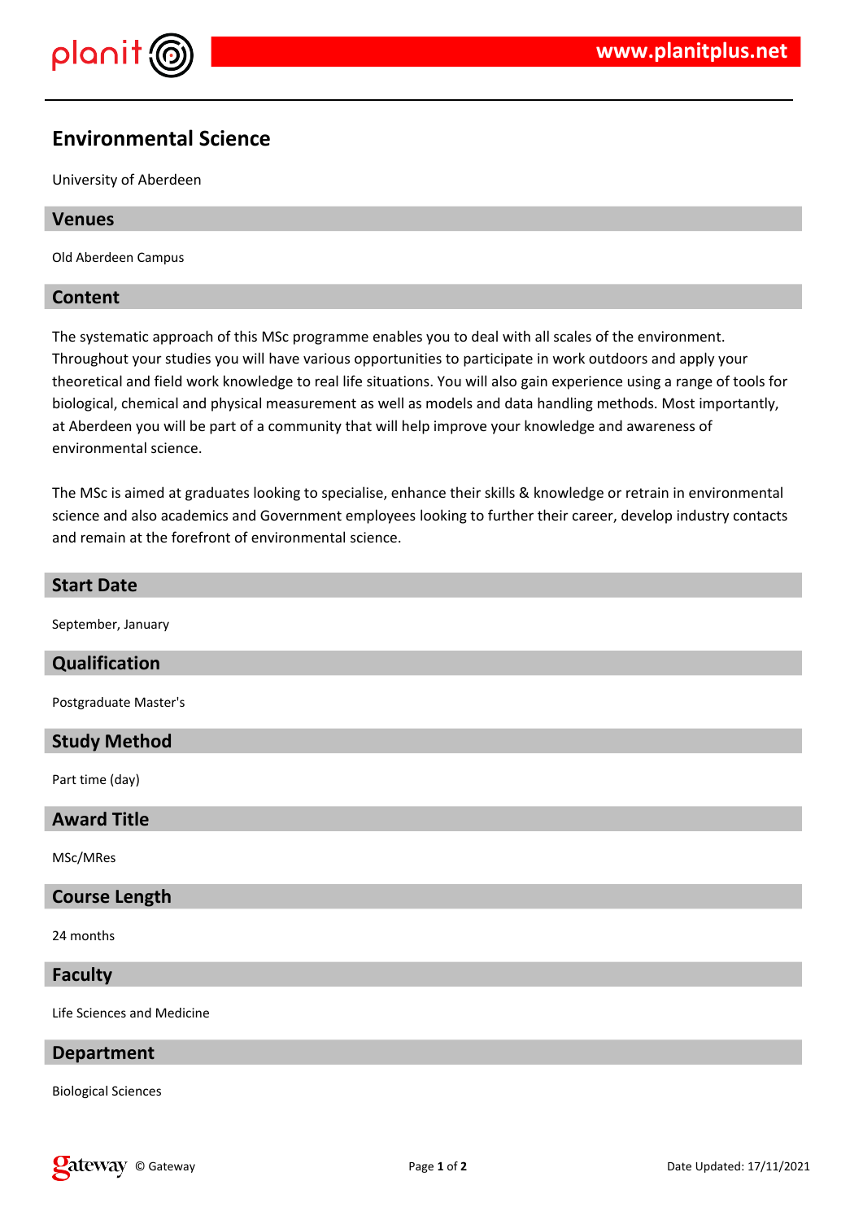# Environmental Science

University of Aberdeen

## Venues

Old Aberdeen Campus

## Content

The systematic approach of this MSc programme enables you to deal with all scales of the environment. Throughout your studies you will have various opportunities to participate in work outdoors and apply your theoretical and field work knowledge to real life situations. You will also gain experience using a range of tools for biological, chemical and physical measurement as well as models and data handling methods. Most importantly, at Aberdeen you will be part of a community that will help improve your knowledge and awareness of environmental science.

The MSc is aimed at graduates looking to specialise, enhance their skills & knowledge or retrain in environmental science and also academics and Government employees looking to further their career, develop industry contacts and remain at the forefront of environmental science.

## Start Date

September, January

## Qualification

Postgraduate Master's

## Study Method

Part time (day)

## Award Title

MSc/MRes

## Course Length

24 months

## Faculty

Life Sciences and Medicine

## Department

Biological Sciences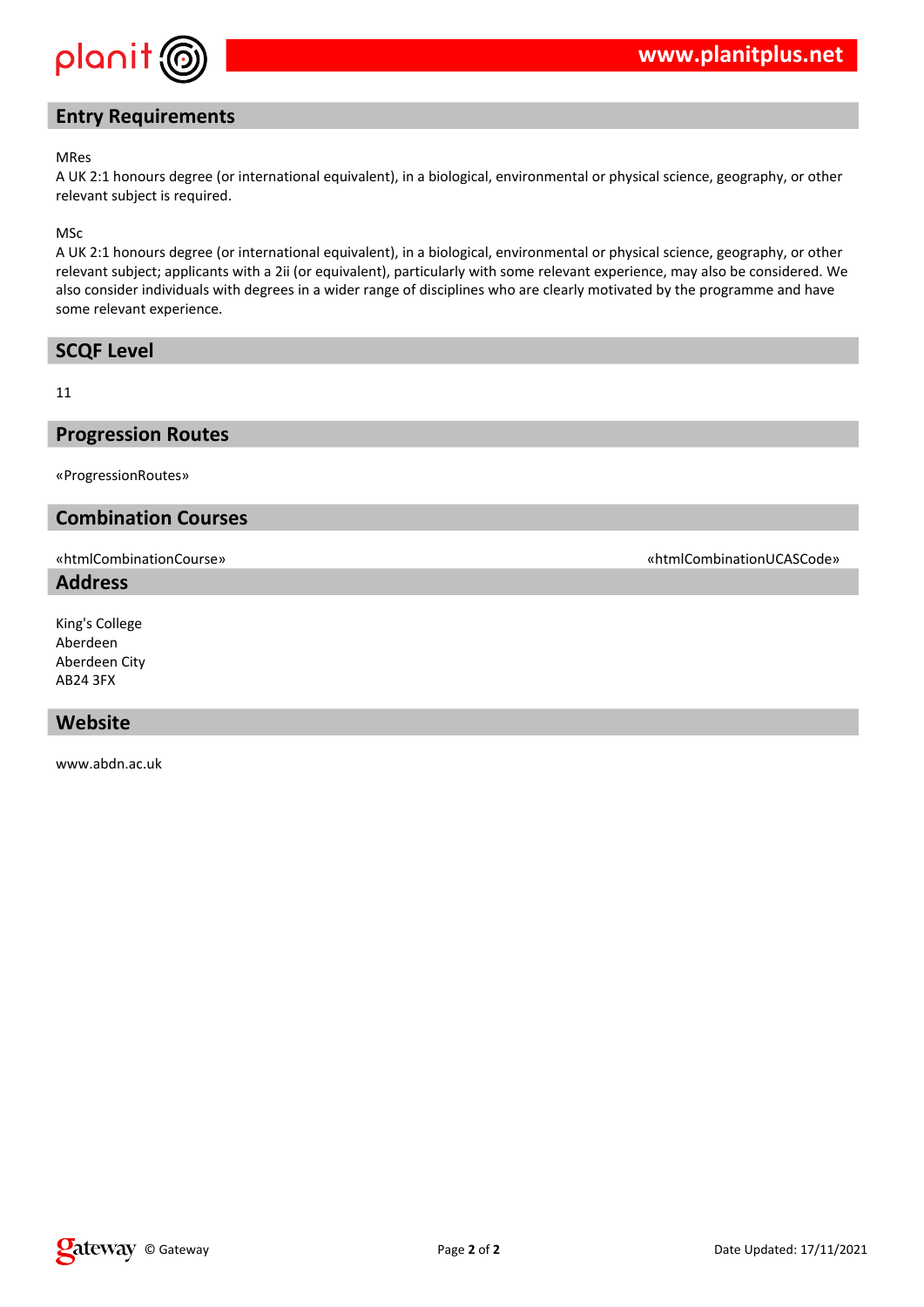## Entry Requirements

MRes

A UK 2:1 honours degree (or international equivalent), in a biological, environmental or physical science, geography, or other relevant subject is required.

MSc

A UK 2:1 honours degree (or international equivalent), in a biological, environmental or physical science, geography, or other relevant subject; applicants with a 2ii (or equivalent), particularly with some relevant experience, may also be considered. We also consider individuals with degrees in a wider range of disciplines who are clearly motivated by the programme and have some relevant experience.

## SCQF Level

11

## Progression Routes

«ProgressionRoutes»

## Combination Courses

«htmlCombinationCourse» «htmlCombinationUCASCode»

## Address

King's College
Aberdeen
Aberdeen City
AB24 3FX

## Website

www.abdn.ac.uk